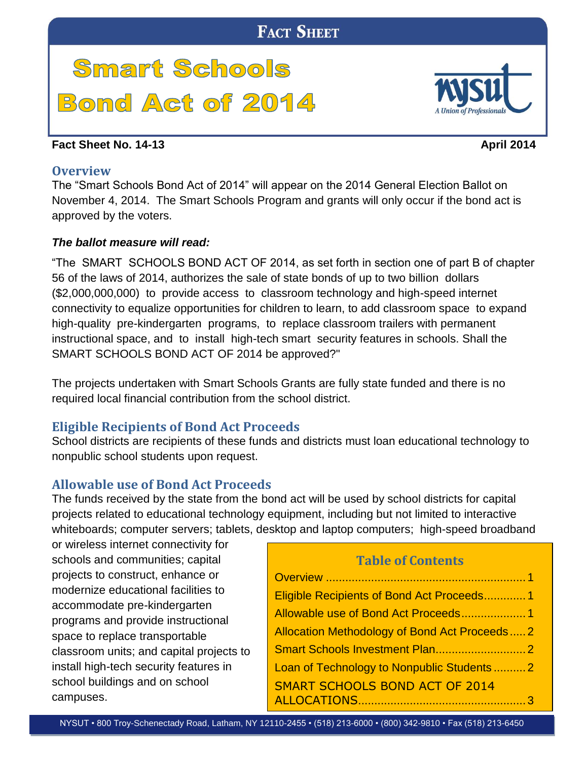# Fact Sheet

# Smart Schools Bond Act of 2014

nysut — A Union of Professionals

**Fact Sheet No. 14-13** **April 2014**

## Overview

The "Smart Schools Bond Act of 2014" will appear on the 2014 General Election Ballot on November 4, 2014. The Smart Schools Program and grants will only occur if the bond act is approved by the voters.

***The ballot measure will read:***

"The SMART SCHOOLS BOND ACT OF 2014, as set forth in section one of part B of chapter 56 of the laws of 2014, authorizes the sale of state bonds of up to two billion dollars ($2,000,000,000) to provide access to classroom technology and high-speed internet connectivity to equalize opportunities for children to learn, to add classroom space to expand high-quality pre-kindergarten programs, to replace classroom trailers with permanent instructional space, and to install high-tech smart security features in schools. Shall the SMART SCHOOLS BOND ACT OF 2014 be approved?"

The projects undertaken with Smart Schools Grants are fully state funded and there is no required local financial contribution from the school district.

## Eligible Recipients of Bond Act Proceeds

School districts are recipients of these funds and districts must loan educational technology to nonpublic school students upon request.

## Allowable use of Bond Act Proceeds

The funds received by the state from the bond act will be used by school districts for capital projects related to educational technology equipment, including but not limited to interactive whiteboards; computer servers; tablets, desktop and laptop computers; high-speed broadband or wireless internet connectivity for schools and communities; capital projects to construct, enhance or modernize educational facilities to accommodate pre-kindergarten programs and provide instructional space to replace transportable classroom units; and capital projects to install high-tech security features in school buildings and on school campuses.

### Table of Contents

| Section | Page |
|---|---|
| Overview | 1 |
| Eligible Recipients of Bond Act Proceeds | 1 |
| Allowable use of Bond Act Proceeds | 1 |
| Allocation Methodology of Bond Act Proceeds | 2 |
| Smart Schools Investment Plan | 2 |
| Loan of Technology to Nonpublic Students | 2 |
| SMART SCHOOLS BOND ACT OF 2014 ALLOCATIONS | 3 |

NYSUT • 800 Troy-Schenectady Road, Latham, NY 12110-2455 • (518) 213-6000 • (800) 342-9810 • Fax (518) 213-6450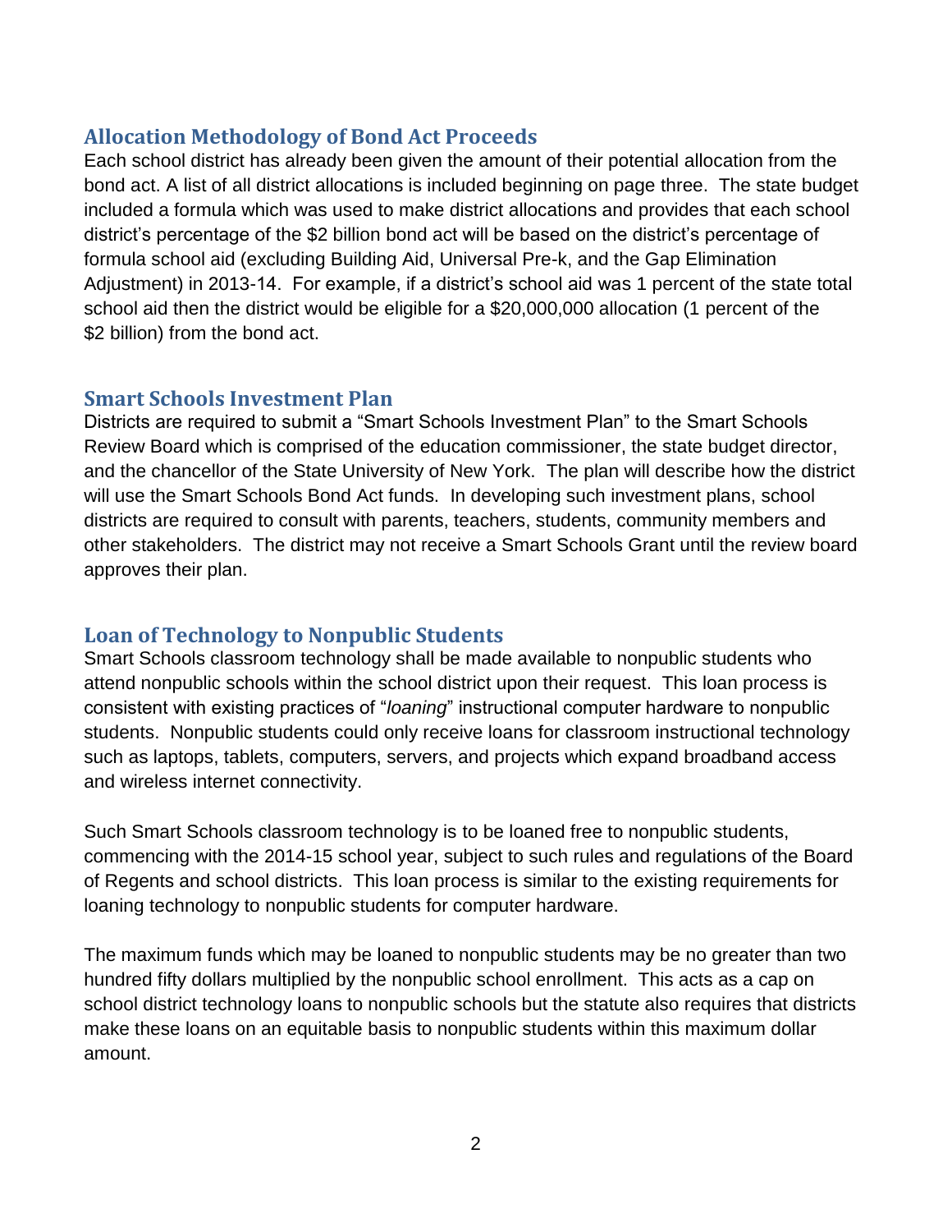## Allocation Methodology of Bond Act Proceeds

Each school district has already been given the amount of their potential allocation from the bond act. A list of all district allocations is included beginning on page three. The state budget included a formula which was used to make district allocations and provides that each school district's percentage of the $2 billion bond act will be based on the district's percentage of formula school aid (excluding Building Aid, Universal Pre-k, and the Gap Elimination Adjustment) in 2013-14. For example, if a district's school aid was 1 percent of the state total school aid then the district would be eligible for a $20,000,000 allocation (1 percent of the $2 billion) from the bond act.

## Smart Schools Investment Plan

Districts are required to submit a "Smart Schools Investment Plan" to the Smart Schools Review Board which is comprised of the education commissioner, the state budget director, and the chancellor of the State University of New York. The plan will describe how the district will use the Smart Schools Bond Act funds. In developing such investment plans, school districts are required to consult with parents, teachers, students, community members and other stakeholders. The district may not receive a Smart Schools Grant until the review board approves their plan.

## Loan of Technology to Nonpublic Students

Smart Schools classroom technology shall be made available to nonpublic students who attend nonpublic schools within the school district upon their request. This loan process is consistent with existing practices of "*loaning*" instructional computer hardware to nonpublic students. Nonpublic students could only receive loans for classroom instructional technology such as laptops, tablets, computers, servers, and projects which expand broadband access and wireless internet connectivity.

Such Smart Schools classroom technology is to be loaned free to nonpublic students, commencing with the 2014-15 school year, subject to such rules and regulations of the Board of Regents and school districts. This loan process is similar to the existing requirements for loaning technology to nonpublic students for computer hardware.

The maximum funds which may be loaned to nonpublic students may be no greater than two hundred fifty dollars multiplied by the nonpublic school enrollment. This acts as a cap on school district technology loans to nonpublic schools but the statute also requires that districts make these loans on an equitable basis to nonpublic students within this maximum dollar amount.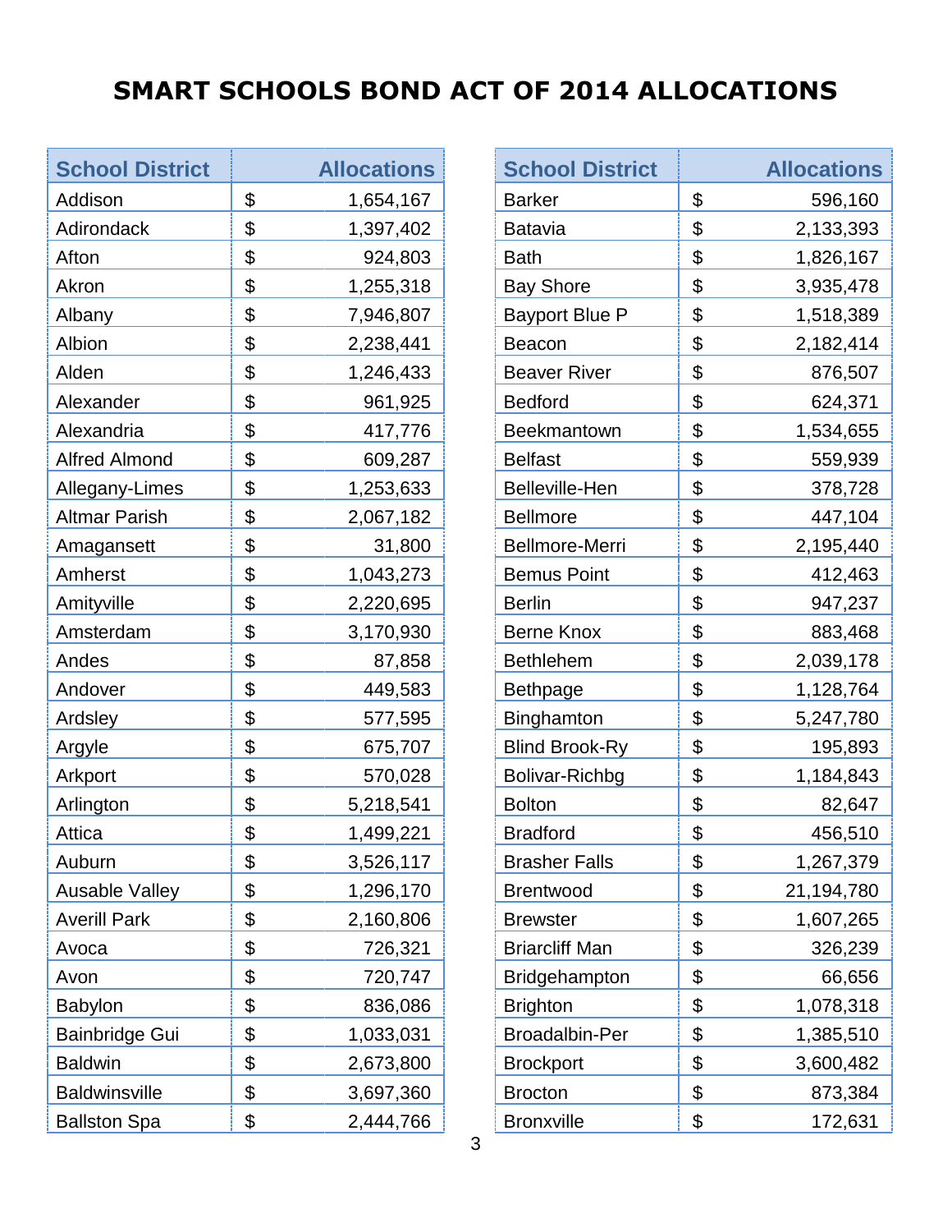# SMART SCHOOLS BOND ACT OF 2014 ALLOCATIONS

| School District | Allocations |
|---|---|
| Addison | $ 1,654,167 |
| Adirondack | $ 1,397,402 |
| Afton | $ 924,803 |
| Akron | $ 1,255,318 |
| Albany | $ 7,946,807 |
| Albion | $ 2,238,441 |
| Alden | $ 1,246,433 |
| Alexander | $ 961,925 |
| Alexandria | $ 417,776 |
| Alfred Almond | $ 609,287 |
| Allegany-Limes | $ 1,253,633 |
| Altmar Parish | $ 2,067,182 |
| Amagansett | $ 31,800 |
| Amherst | $ 1,043,273 |
| Amityville | $ 2,220,695 |
| Amsterdam | $ 3,170,930 |
| Andes | $ 87,858 |
| Andover | $ 449,583 |
| Ardsley | $ 577,595 |
| Argyle | $ 675,707 |
| Arkport | $ 570,028 |
| Arlington | $ 5,218,541 |
| Attica | $ 1,499,221 |
| Auburn | $ 3,526,117 |
| Ausable Valley | $ 1,296,170 |
| Averill Park | $ 2,160,806 |
| Avoca | $ 726,321 |
| Avon | $ 720,747 |
| Babylon | $ 836,086 |
| Bainbridge Gui | $ 1,033,031 |
| Baldwin | $ 2,673,800 |
| Baldwinsville | $ 3,697,360 |
| Ballston Spa | $ 2,444,766 |
| Barker | $ 596,160 |
| Batavia | $ 2,133,393 |
| Bath | $ 1,826,167 |
| Bay Shore | $ 3,935,478 |
| Bayport Blue P | $ 1,518,389 |
| Beacon | $ 2,182,414 |
| Beaver River | $ 876,507 |
| Bedford | $ 624,371 |
| Beekmantown | $ 1,534,655 |
| Belfast | $ 559,939 |
| Belleville-Hen | $ 378,728 |
| Bellmore | $ 447,104 |
| Bellmore-Merri | $ 2,195,440 |
| Bemus Point | $ 412,463 |
| Berlin | $ 947,237 |
| Berne Knox | $ 883,468 |
| Bethlehem | $ 2,039,178 |
| Bethpage | $ 1,128,764 |
| Binghamton | $ 5,247,780 |
| Blind Brook-Ry | $ 195,893 |
| Bolivar-Richbg | $ 1,184,843 |
| Bolton | $ 82,647 |
| Bradford | $ 456,510 |
| Brasher Falls | $ 1,267,379 |
| Brentwood | $ 21,194,780 |
| Brewster | $ 1,607,265 |
| Briarcliff Man | $ 326,239 |
| Bridgehampton | $ 66,656 |
| Brighton | $ 1,078,318 |
| Broadalbin-Per | $ 1,385,510 |
| Brockport | $ 3,600,482 |
| Brocton | $ 873,384 |
| Bronxville | $ 172,631 |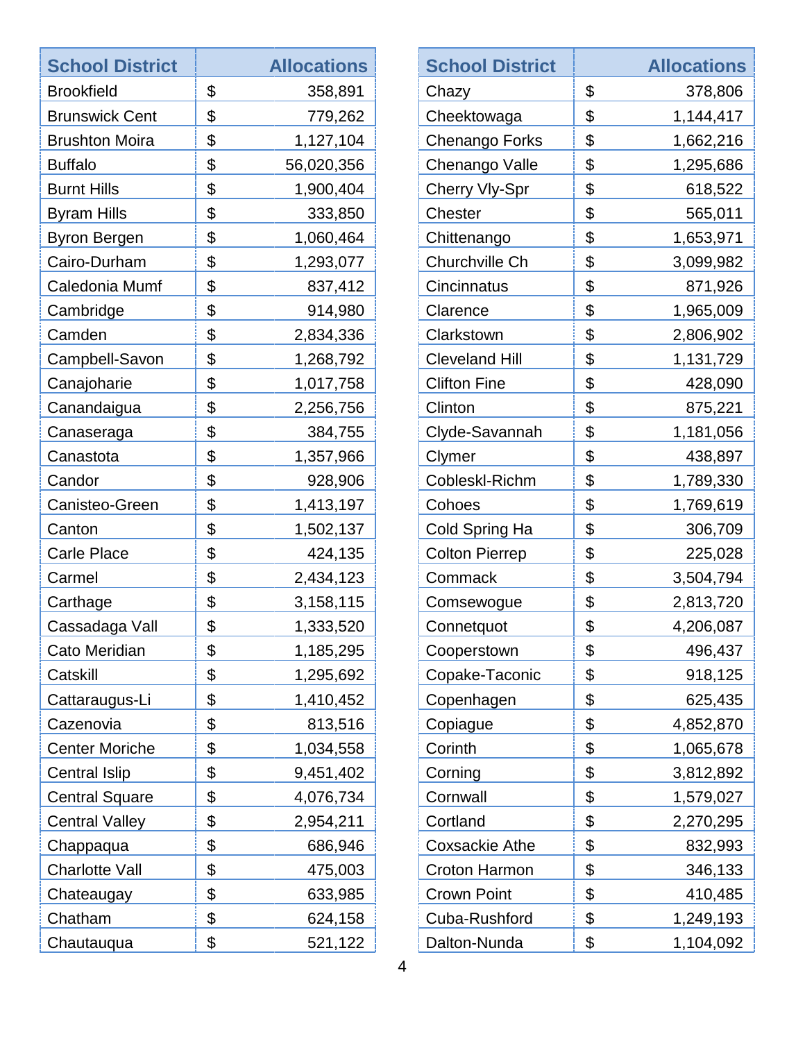| School District | | Allocations |
|---|---|---|
| Brookfield | $ | 358,891 |
| Brunswick Cent | $ | 779,262 |
| Brushton Moira | $ | 1,127,104 |
| Buffalo | $ | 56,020,356 |
| Burnt Hills | $ | 1,900,404 |
| Byram Hills | $ | 333,850 |
| Byron Bergen | $ | 1,060,464 |
| Cairo-Durham | $ | 1,293,077 |
| Caledonia Mumf | $ | 837,412 |
| Cambridge | $ | 914,980 |
| Camden | $ | 2,834,336 |
| Campbell-Savon | $ | 1,268,792 |
| Canajoharie | $ | 1,017,758 |
| Canandaigua | $ | 2,256,756 |
| Canaseraga | $ | 384,755 |
| Canastota | $ | 1,357,966 |
| Candor | $ | 928,906 |
| Canisteo-Green | $ | 1,413,197 |
| Canton | $ | 1,502,137 |
| Carle Place | $ | 424,135 |
| Carmel | $ | 2,434,123 |
| Carthage | $ | 3,158,115 |
| Cassadaga Vall | $ | 1,333,520 |
| Cato Meridian | $ | 1,185,295 |
| Catskill | $ | 1,295,692 |
| Cattaraugus-Li | $ | 1,410,452 |
| Cazenovia | $ | 813,516 |
| Center Moriche | $ | 1,034,558 |
| Central Islip | $ | 9,451,402 |
| Central Square | $ | 4,076,734 |
| Central Valley | $ | 2,954,211 |
| Chappaqua | $ | 686,946 |
| Charlotte Vall | $ | 475,003 |
| Chateaugay | $ | 633,985 |
| Chatham | $ | 624,158 |
| Chautauqua | $ | 521,122 |
| Chazy | $ | 378,806 |
| Cheektowaga | $ | 1,144,417 |
| Chenango Forks | $ | 1,662,216 |
| Chenango Valle | $ | 1,295,686 |
| Cherry Vly-Spr | $ | 618,522 |
| Chester | $ | 565,011 |
| Chittenango | $ | 1,653,971 |
| Churchville Ch | $ | 3,099,982 |
| Cincinnatus | $ | 871,926 |
| Clarence | $ | 1,965,009 |
| Clarkstown | $ | 2,806,902 |
| Cleveland Hill | $ | 1,131,729 |
| Clifton Fine | $ | 428,090 |
| Clinton | $ | 875,221 |
| Clyde-Savannah | $ | 1,181,056 |
| Clymer | $ | 438,897 |
| Cobleskl-Richm | $ | 1,789,330 |
| Cohoes | $ | 1,769,619 |
| Cold Spring Ha | $ | 306,709 |
| Colton Pierrep | $ | 225,028 |
| Commack | $ | 3,504,794 |
| Comsewogue | $ | 2,813,720 |
| Connetquot | $ | 4,206,087 |
| Cooperstown | $ | 496,437 |
| Copake-Taconic | $ | 918,125 |
| Copenhagen | $ | 625,435 |
| Copiague | $ | 4,852,870 |
| Corinth | $ | 1,065,678 |
| Corning | $ | 3,812,892 |
| Cornwall | $ | 1,579,027 |
| Cortland | $ | 2,270,295 |
| Coxsackie Athe | $ | 832,993 |
| Croton Harmon | $ | 346,133 |
| Crown Point | $ | 410,485 |
| Cuba-Rushford | $ | 1,249,193 |
| Dalton-Nunda | $ | 1,104,092 |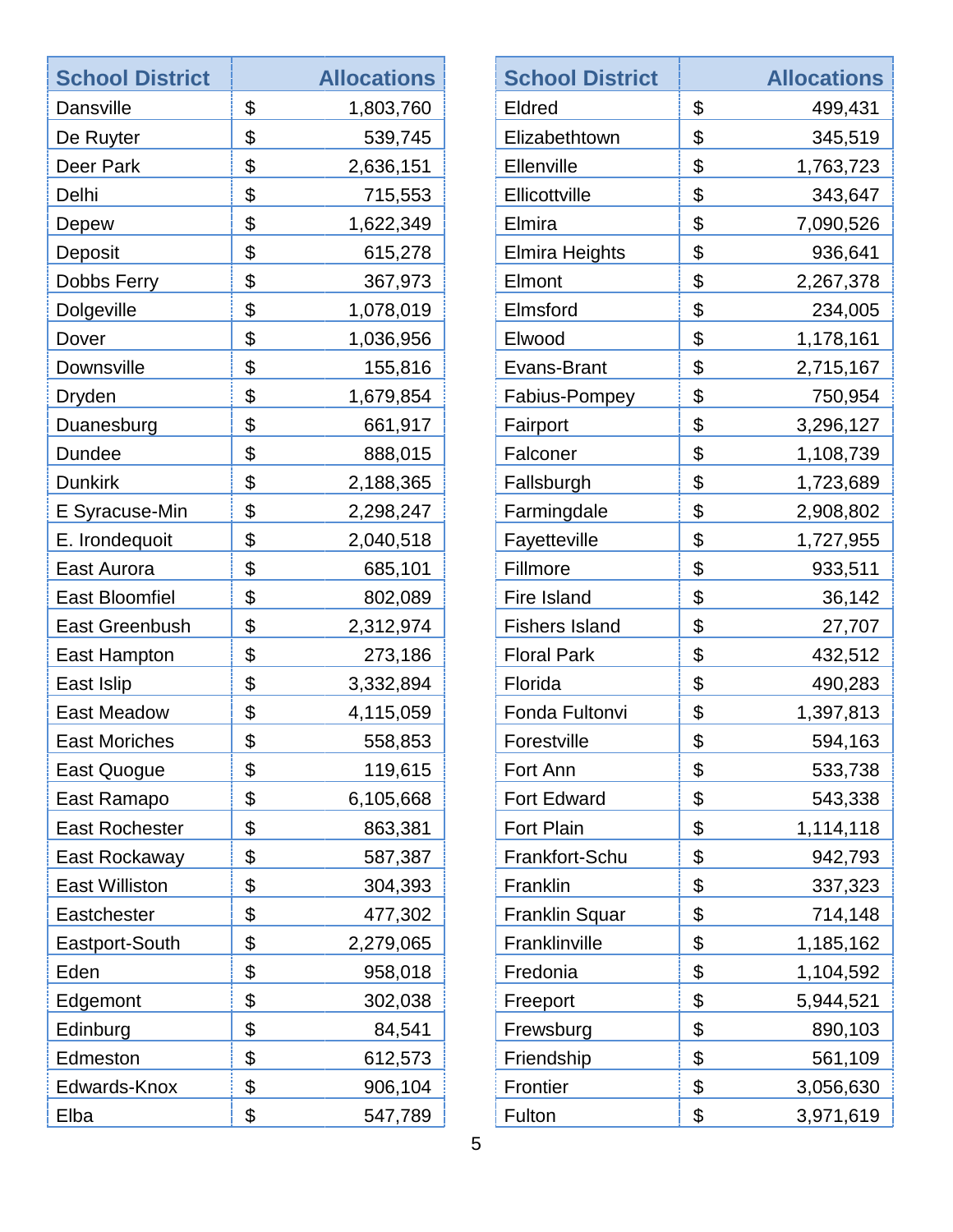| School District | Allocations |
|---|---|
| Dansville | $ 1,803,760 |
| De Ruyter | $ 539,745 |
| Deer Park | $ 2,636,151 |
| Delhi | $ 715,553 |
| Depew | $ 1,622,349 |
| Deposit | $ 615,278 |
| Dobbs Ferry | $ 367,973 |
| Dolgeville | $ 1,078,019 |
| Dover | $ 1,036,956 |
| Downsville | $ 155,816 |
| Dryden | $ 1,679,854 |
| Duanesburg | $ 661,917 |
| Dundee | $ 888,015 |
| Dunkirk | $ 2,188,365 |
| E Syracuse-Min | $ 2,298,247 |
| E. Irondequoit | $ 2,040,518 |
| East Aurora | $ 685,101 |
| East Bloomfiel | $ 802,089 |
| East Greenbush | $ 2,312,974 |
| East Hampton | $ 273,186 |
| East Islip | $ 3,332,894 |
| East Meadow | $ 4,115,059 |
| East Moriches | $ 558,853 |
| East Quogue | $ 119,615 |
| East Ramapo | $ 6,105,668 |
| East Rochester | $ 863,381 |
| East Rockaway | $ 587,387 |
| East Williston | $ 304,393 |
| Eastchester | $ 477,302 |
| Eastport-South | $ 2,279,065 |
| Eden | $ 958,018 |
| Edgemont | $ 302,038 |
| Edinburg | $ 84,541 |
| Edmeston | $ 612,573 |
| Edwards-Knox | $ 906,104 |
| Elba | $ 547,789 |
| Eldred | $ 499,431 |
| Elizabethtown | $ 345,519 |
| Ellenville | $ 1,763,723 |
| Ellicottville | $ 343,647 |
| Elmira | $ 7,090,526 |
| Elmira Heights | $ 936,641 |
| Elmont | $ 2,267,378 |
| Elmsford | $ 234,005 |
| Elwood | $ 1,178,161 |
| Evans-Brant | $ 2,715,167 |
| Fabius-Pompey | $ 750,954 |
| Fairport | $ 3,296,127 |
| Falconer | $ 1,108,739 |
| Fallsburgh | $ 1,723,689 |
| Farmingdale | $ 2,908,802 |
| Fayetteville | $ 1,727,955 |
| Fillmore | $ 933,511 |
| Fire Island | $ 36,142 |
| Fishers Island | $ 27,707 |
| Floral Park | $ 432,512 |
| Florida | $ 490,283 |
| Fonda Fultonvi | $ 1,397,813 |
| Forestville | $ 594,163 |
| Fort Ann | $ 533,738 |
| Fort Edward | $ 543,338 |
| Fort Plain | $ 1,114,118 |
| Frankfort-Schu | $ 942,793 |
| Franklin | $ 337,323 |
| Franklin Squar | $ 714,148 |
| Franklinville | $ 1,185,162 |
| Fredonia | $ 1,104,592 |
| Freeport | $ 5,944,521 |
| Frewsburg | $ 890,103 |
| Friendship | $ 561,109 |
| Frontier | $ 3,056,630 |
| Fulton | $ 3,971,619 |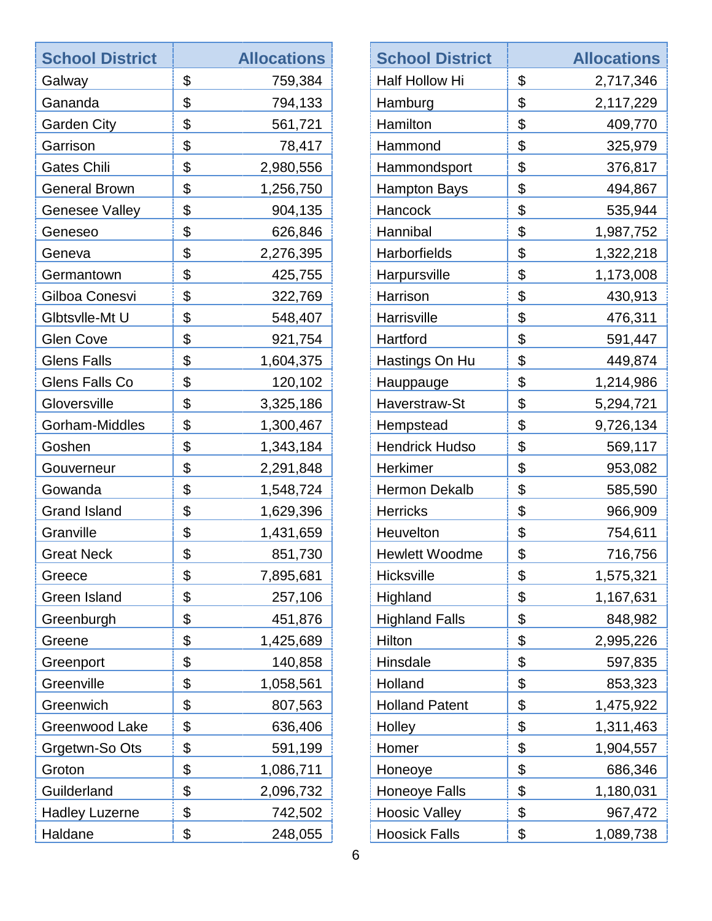| School District | | Allocations |
|---|---|---|
| Galway | $ | 759,384 |
| Gananda | $ | 794,133 |
| Garden City | $ | 561,721 |
| Garrison | $ | 78,417 |
| Gates Chili | $ | 2,980,556 |
| General Brown | $ | 1,256,750 |
| Genesee Valley | $ | 904,135 |
| Geneseo | $ | 626,846 |
| Geneva | $ | 2,276,395 |
| Germantown | $ | 425,755 |
| Gilboa Conesvi | $ | 322,769 |
| Glbtsvlle-Mt U | $ | 548,407 |
| Glen Cove | $ | 921,754 |
| Glens Falls | $ | 1,604,375 |
| Glens Falls Co | $ | 120,102 |
| Gloversville | $ | 3,325,186 |
| Gorham-Middles | $ | 1,300,467 |
| Goshen | $ | 1,343,184 |
| Gouverneur | $ | 2,291,848 |
| Gowanda | $ | 1,548,724 |
| Grand Island | $ | 1,629,396 |
| Granville | $ | 1,431,659 |
| Great Neck | $ | 851,730 |
| Greece | $ | 7,895,681 |
| Green Island | $ | 257,106 |
| Greenburgh | $ | 451,876 |
| Greene | $ | 1,425,689 |
| Greenport | $ | 140,858 |
| Greenville | $ | 1,058,561 |
| Greenwich | $ | 807,563 |
| Greenwood Lake | $ | 636,406 |
| Grgetwn-So Ots | $ | 591,199 |
| Groton | $ | 1,086,711 |
| Guilderland | $ | 2,096,732 |
| Hadley Luzerne | $ | 742,502 |
| Haldane | $ | 248,055 |
| Half Hollow Hi | $ | 2,717,346 |
| Hamburg | $ | 2,117,229 |
| Hamilton | $ | 409,770 |
| Hammond | $ | 325,979 |
| Hammondsport | $ | 376,817 |
| Hampton Bays | $ | 494,867 |
| Hancock | $ | 535,944 |
| Hannibal | $ | 1,987,752 |
| Harborfields | $ | 1,322,218 |
| Harpursville | $ | 1,173,008 |
| Harrison | $ | 430,913 |
| Harrisville | $ | 476,311 |
| Hartford | $ | 591,447 |
| Hastings On Hu | $ | 449,874 |
| Hauppauge | $ | 1,214,986 |
| Haverstraw-St | $ | 5,294,721 |
| Hempstead | $ | 9,726,134 |
| Hendrick Hudso | $ | 569,117 |
| Herkimer | $ | 953,082 |
| Hermon Dekalb | $ | 585,590 |
| Herricks | $ | 966,909 |
| Heuvelton | $ | 754,611 |
| Hewlett Woodme | $ | 716,756 |
| Hicksville | $ | 1,575,321 |
| Highland | $ | 1,167,631 |
| Highland Falls | $ | 848,982 |
| Hilton | $ | 2,995,226 |
| Hinsdale | $ | 597,835 |
| Holland | $ | 853,323 |
| Holland Patent | $ | 1,475,922 |
| Holley | $ | 1,311,463 |
| Homer | $ | 1,904,557 |
| Honeoye | $ | 686,346 |
| Honeoye Falls | $ | 1,180,031 |
| Hoosic Valley | $ | 967,472 |
| Hoosick Falls | $ | 1,089,738 |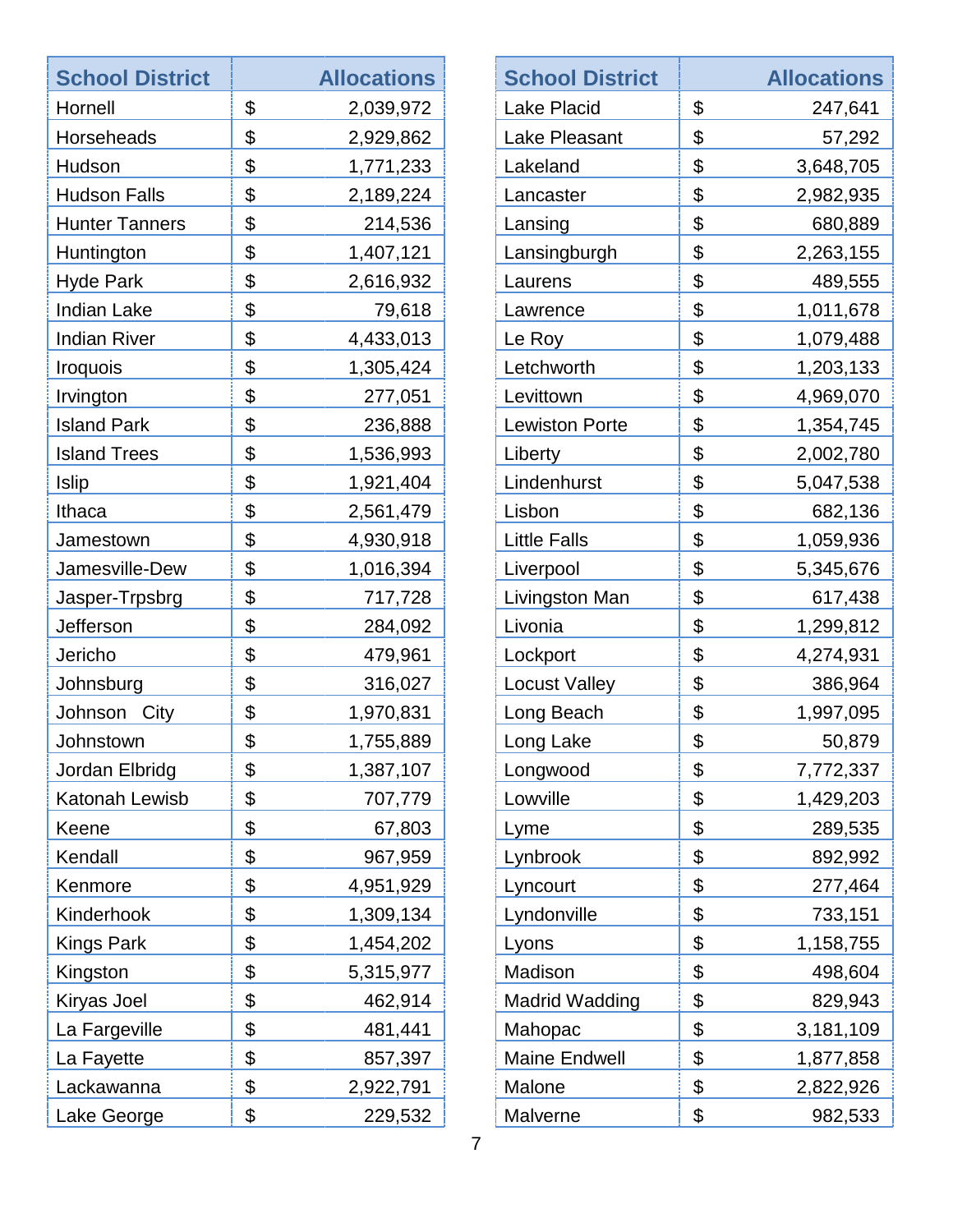| School District | Allocations | |
|---|---|---|
| Hornell | $ | 2,039,972 |
| Horseheads | $ | 2,929,862 |
| Hudson | $ | 1,771,233 |
| Hudson Falls | $ | 2,189,224 |
| Hunter Tanners | $ | 214,536 |
| Huntington | $ | 1,407,121 |
| Hyde Park | $ | 2,616,932 |
| Indian Lake | $ | 79,618 |
| Indian River | $ | 4,433,013 |
| Iroquois | $ | 1,305,424 |
| Irvington | $ | 277,051 |
| Island Park | $ | 236,888 |
| Island Trees | $ | 1,536,993 |
| Islip | $ | 1,921,404 |
| Ithaca | $ | 2,561,479 |
| Jamestown | $ | 4,930,918 |
| Jamesville-Dew | $ | 1,016,394 |
| Jasper-Trpsbrg | $ | 717,728 |
| Jefferson | $ | 284,092 |
| Jericho | $ | 479,961 |
| Johnsburg | $ | 316,027 |
| Johnson City | $ | 1,970,831 |
| Johnstown | $ | 1,755,889 |
| Jordan Elbridg | $ | 1,387,107 |
| Katonah Lewisb | $ | 707,779 |
| Keene | $ | 67,803 |
| Kendall | $ | 967,959 |
| Kenmore | $ | 4,951,929 |
| Kinderhook | $ | 1,309,134 |
| Kings Park | $ | 1,454,202 |
| Kingston | $ | 5,315,977 |
| Kiryas Joel | $ | 462,914 |
| La Fargeville | $ | 481,441 |
| La Fayette | $ | 857,397 |
| Lackawanna | $ | 2,922,791 |
| Lake George | $ | 229,532 |
| Lake Placid | $ | 247,641 |
| Lake Pleasant | $ | 57,292 |
| Lakeland | $ | 3,648,705 |
| Lancaster | $ | 2,982,935 |
| Lansing | $ | 680,889 |
| Lansingburgh | $ | 2,263,155 |
| Laurens | $ | 489,555 |
| Lawrence | $ | 1,011,678 |
| Le Roy | $ | 1,079,488 |
| Letchworth | $ | 1,203,133 |
| Levittown | $ | 4,969,070 |
| Lewiston Porte | $ | 1,354,745 |
| Liberty | $ | 2,002,780 |
| Lindenhurst | $ | 5,047,538 |
| Lisbon | $ | 682,136 |
| Little Falls | $ | 1,059,936 |
| Liverpool | $ | 5,345,676 |
| Livingston Man | $ | 617,438 |
| Livonia | $ | 1,299,812 |
| Lockport | $ | 4,274,931 |
| Locust Valley | $ | 386,964 |
| Long Beach | $ | 1,997,095 |
| Long Lake | $ | 50,879 |
| Longwood | $ | 7,772,337 |
| Lowville | $ | 1,429,203 |
| Lyme | $ | 289,535 |
| Lynbrook | $ | 892,992 |
| Lyncourt | $ | 277,464 |
| Lyndonville | $ | 733,151 |
| Lyons | $ | 1,158,755 |
| Madison | $ | 498,604 |
| Madrid Wadding | $ | 829,943 |
| Mahopac | $ | 3,181,109 |
| Maine Endwell | $ | 1,877,858 |
| Malone | $ | 2,822,926 |
| Malverne | $ | 982,533 |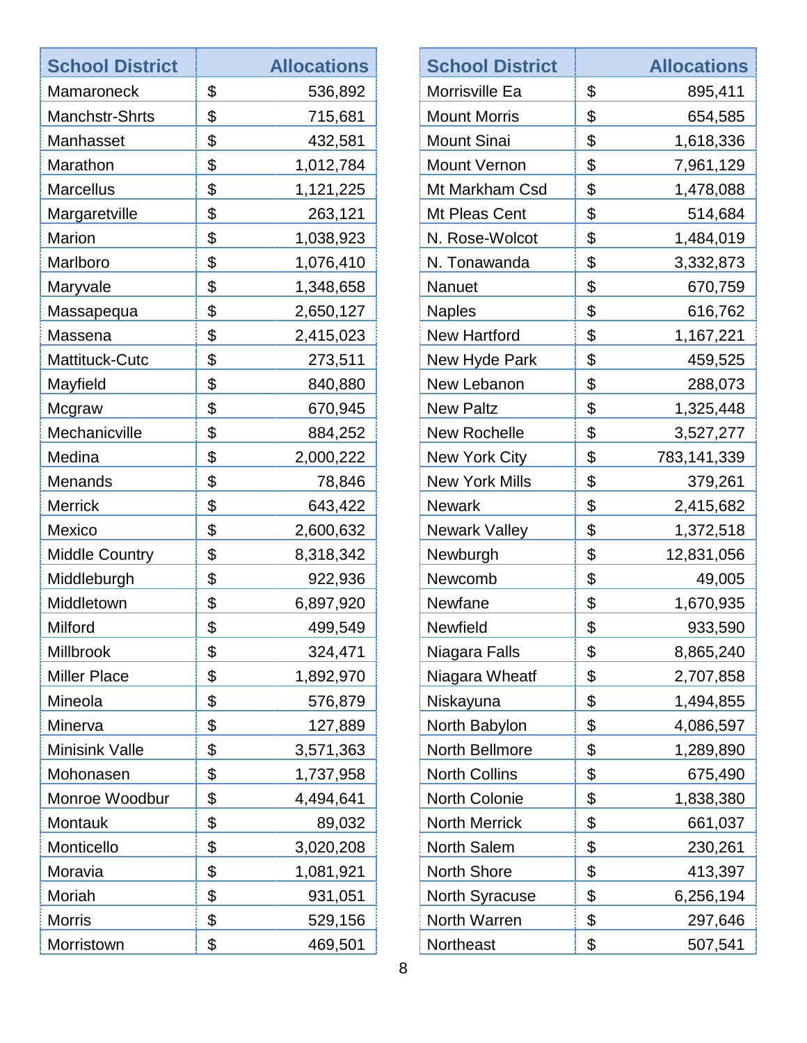| School District | Allocations |
|---|---|
| Mamaroneck | $ 536,892 |
| Manchstr-Shrts | $ 715,681 |
| Manhasset | $ 432,581 |
| Marathon | $ 1,012,784 |
| Marcellus | $ 1,121,225 |
| Margaretville | $ 263,121 |
| Marion | $ 1,038,923 |
| Marlboro | $ 1,076,410 |
| Maryvale | $ 1,348,658 |
| Massapequa | $ 2,650,127 |
| Massena | $ 2,415,023 |
| Mattituck-Cutc | $ 273,511 |
| Mayfield | $ 840,880 |
| Mcgraw | $ 670,945 |
| Mechanicville | $ 884,252 |
| Medina | $ 2,000,222 |
| Menands | $ 78,846 |
| Merrick | $ 643,422 |
| Mexico | $ 2,600,632 |
| Middle Country | $ 8,318,342 |
| Middleburgh | $ 922,936 |
| Middletown | $ 6,897,920 |
| Milford | $ 499,549 |
| Millbrook | $ 324,471 |
| Miller Place | $ 1,892,970 |
| Mineola | $ 576,879 |
| Minerva | $ 127,889 |
| Minisink Valle | $ 3,571,363 |
| Mohonasen | $ 1,737,958 |
| Monroe Woodbur | $ 4,494,641 |
| Montauk | $ 89,032 |
| Monticello | $ 3,020,208 |
| Moravia | $ 1,081,921 |
| Moriah | $ 931,051 |
| Morris | $ 529,156 |
| Morristown | $ 469,501 |
| Morrisville Ea | $ 895,411 |
| Mount Morris | $ 654,585 |
| Mount Sinai | $ 1,618,336 |
| Mount Vernon | $ 7,961,129 |
| Mt Markham Csd | $ 1,478,088 |
| Mt Pleas Cent | $ 514,684 |
| N. Rose-Wolcot | $ 1,484,019 |
| N. Tonawanda | $ 3,332,873 |
| Nanuet | $ 670,759 |
| Naples | $ 616,762 |
| New Hartford | $ 1,167,221 |
| New Hyde Park | $ 459,525 |
| New Lebanon | $ 288,073 |
| New Paltz | $ 1,325,448 |
| New Rochelle | $ 3,527,277 |
| New York City | $ 783,141,339 |
| New York Mills | $ 379,261 |
| Newark | $ 2,415,682 |
| Newark Valley | $ 1,372,518 |
| Newburgh | $ 12,831,056 |
| Newcomb | $ 49,005 |
| Newfane | $ 1,670,935 |
| Newfield | $ 933,590 |
| Niagara Falls | $ 8,865,240 |
| Niagara Wheatf | $ 2,707,858 |
| Niskayuna | $ 1,494,855 |
| North Babylon | $ 4,086,597 |
| North Bellmore | $ 1,289,890 |
| North Collins | $ 675,490 |
| North Colonie | $ 1,838,380 |
| North Merrick | $ 661,037 |
| North Salem | $ 230,261 |
| North Shore | $ 413,397 |
| North Syracuse | $ 6,256,194 |
| North Warren | $ 297,646 |
| Northeast | $ 507,541 |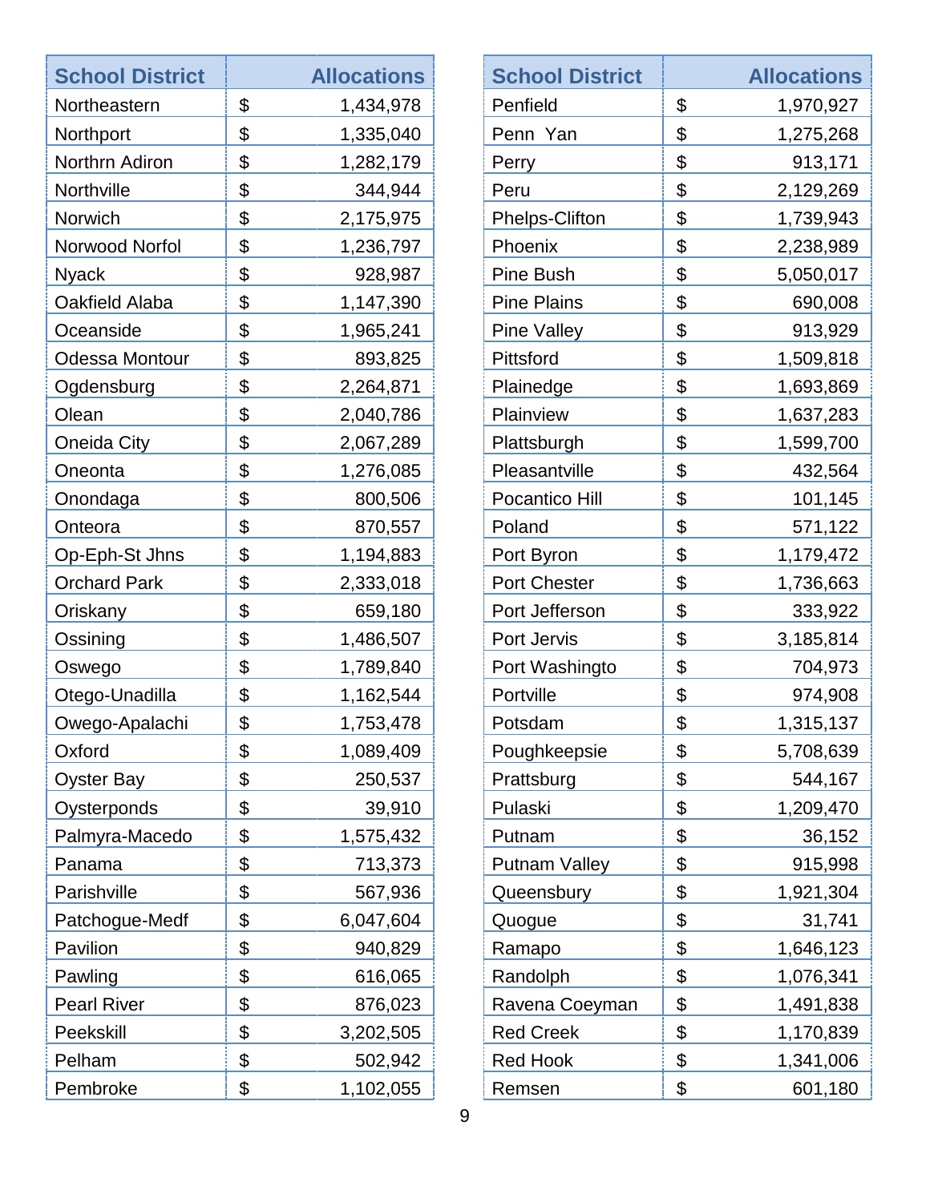| School District | Allocations |
| --- | --- |
| Northeastern | $ 1,434,978 |
| Northport | $ 1,335,040 |
| Northrn Adiron | $ 1,282,179 |
| Northville | $ 344,944 |
| Norwich | $ 2,175,975 |
| Norwood Norfol | $ 1,236,797 |
| Nyack | $ 928,987 |
| Oakfield Alaba | $ 1,147,390 |
| Oceanside | $ 1,965,241 |
| Odessa Montour | $ 893,825 |
| Ogdensburg | $ 2,264,871 |
| Olean | $ 2,040,786 |
| Oneida City | $ 2,067,289 |
| Oneonta | $ 1,276,085 |
| Onondaga | $ 800,506 |
| Onteora | $ 870,557 |
| Op-Eph-St Jhns | $ 1,194,883 |
| Orchard Park | $ 2,333,018 |
| Oriskany | $ 659,180 |
| Ossining | $ 1,486,507 |
| Oswego | $ 1,789,840 |
| Otego-Unadilla | $ 1,162,544 |
| Owego-Apalachi | $ 1,753,478 |
| Oxford | $ 1,089,409 |
| Oyster Bay | $ 250,537 |
| Oysterponds | $ 39,910 |
| Palmyra-Macedo | $ 1,575,432 |
| Panama | $ 713,373 |
| Parishville | $ 567,936 |
| Patchogue-Medf | $ 6,047,604 |
| Pavilion | $ 940,829 |
| Pawling | $ 616,065 |
| Pearl River | $ 876,023 |
| Peekskill | $ 3,202,505 |
| Pelham | $ 502,942 |
| Pembroke | $ 1,102,055 |
| Penfield | $ 1,970,927 |
| Penn Yan | $ 1,275,268 |
| Perry | $ 913,171 |
| Peru | $ 2,129,269 |
| Phelps-Clifton | $ 1,739,943 |
| Phoenix | $ 2,238,989 |
| Pine Bush | $ 5,050,017 |
| Pine Plains | $ 690,008 |
| Pine Valley | $ 913,929 |
| Pittsford | $ 1,509,818 |
| Plainedge | $ 1,693,869 |
| Plainview | $ 1,637,283 |
| Plattsburgh | $ 1,599,700 |
| Pleasantville | $ 432,564 |
| Pocantico Hill | $ 101,145 |
| Poland | $ 571,122 |
| Port Byron | $ 1,179,472 |
| Port Chester | $ 1,736,663 |
| Port Jefferson | $ 333,922 |
| Port Jervis | $ 3,185,814 |
| Port Washingto | $ 704,973 |
| Portville | $ 974,908 |
| Potsdam | $ 1,315,137 |
| Poughkeepsie | $ 5,708,639 |
| Prattsburg | $ 544,167 |
| Pulaski | $ 1,209,470 |
| Putnam | $ 36,152 |
| Putnam Valley | $ 915,998 |
| Queensbury | $ 1,921,304 |
| Quogue | $ 31,741 |
| Ramapo | $ 1,646,123 |
| Randolph | $ 1,076,341 |
| Ravena Coeyman | $ 1,491,838 |
| Red Creek | $ 1,170,839 |
| Red Hook | $ 1,341,006 |
| Remsen | $ 601,180 |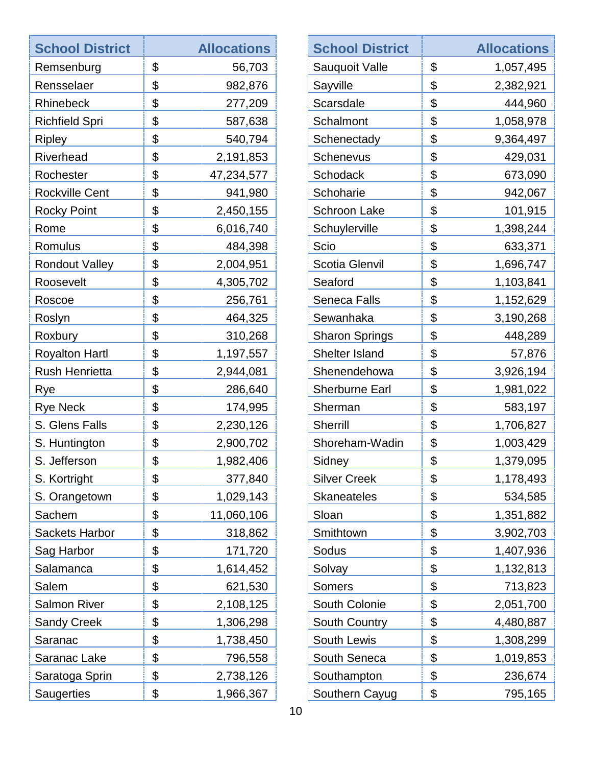| School District | Allocations |
|---|---|
| Remsenburg | $ 56,703 |
| Rensselaer | $ 982,876 |
| Rhinebeck | $ 277,209 |
| Richfield Spri | $ 587,638 |
| Ripley | $ 540,794 |
| Riverhead | $ 2,191,853 |
| Rochester | $ 47,234,577 |
| Rockville Cent | $ 941,980 |
| Rocky Point | $ 2,450,155 |
| Rome | $ 6,016,740 |
| Romulus | $ 484,398 |
| Rondout Valley | $ 2,004,951 |
| Roosevelt | $ 4,305,702 |
| Roscoe | $ 256,761 |
| Roslyn | $ 464,325 |
| Roxbury | $ 310,268 |
| Royalton Hartl | $ 1,197,557 |
| Rush Henrietta | $ 2,944,081 |
| Rye | $ 286,640 |
| Rye Neck | $ 174,995 |
| S. Glens Falls | $ 2,230,126 |
| S. Huntington | $ 2,900,702 |
| S. Jefferson | $ 1,982,406 |
| S. Kortright | $ 377,840 |
| S. Orangetown | $ 1,029,143 |
| Sachem | $ 11,060,106 |
| Sackets Harbor | $ 318,862 |
| Sag Harbor | $ 171,720 |
| Salamanca | $ 1,614,452 |
| Salem | $ 621,530 |
| Salmon River | $ 2,108,125 |
| Sandy Creek | $ 1,306,298 |
| Saranac | $ 1,738,450 |
| Saranac Lake | $ 796,558 |
| Saratoga Sprin | $ 2,738,126 |
| Saugerties | $ 1,966,367 |
| Sauquoit Valle | $ 1,057,495 |
| Sayville | $ 2,382,921 |
| Scarsdale | $ 444,960 |
| Schalmont | $ 1,058,978 |
| Schenectady | $ 9,364,497 |
| Schenevus | $ 429,031 |
| Schodack | $ 673,090 |
| Schoharie | $ 942,067 |
| Schroon Lake | $ 101,915 |
| Schuylerville | $ 1,398,244 |
| Scio | $ 633,371 |
| Scotia Glenvil | $ 1,696,747 |
| Seaford | $ 1,103,841 |
| Seneca Falls | $ 1,152,629 |
| Sewanhaka | $ 3,190,268 |
| Sharon Springs | $ 448,289 |
| Shelter Island | $ 57,876 |
| Shenendehowa | $ 3,926,194 |
| Sherburne Earl | $ 1,981,022 |
| Sherman | $ 583,197 |
| Sherrill | $ 1,706,827 |
| Shoreham-Wadin | $ 1,003,429 |
| Sidney | $ 1,379,095 |
| Silver Creek | $ 1,178,493 |
| Skaneateles | $ 534,585 |
| Sloan | $ 1,351,882 |
| Smithtown | $ 3,902,703 |
| Sodus | $ 1,407,936 |
| Solvay | $ 1,132,813 |
| Somers | $ 713,823 |
| South Colonie | $ 2,051,700 |
| South Country | $ 4,480,887 |
| South Lewis | $ 1,308,299 |
| South Seneca | $ 1,019,853 |
| Southampton | $ 236,674 |
| Southern Cayug | $ 795,165 |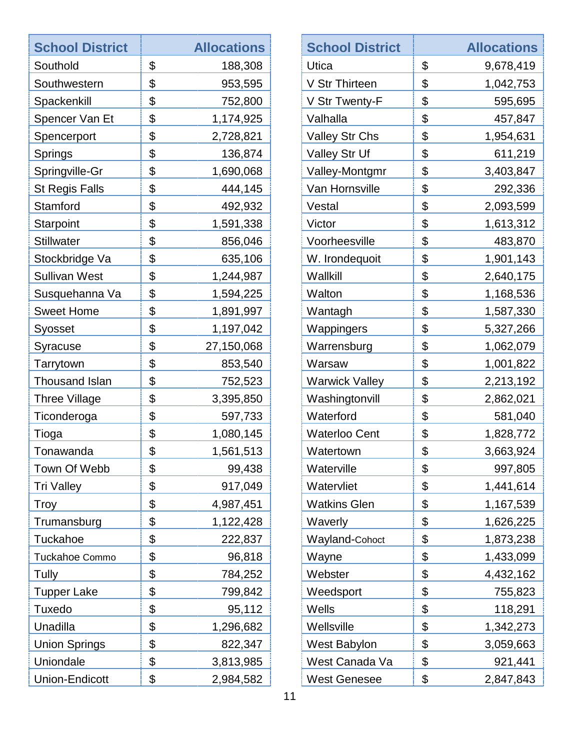| School District | Allocations |
|---|---|
| Southold | $ 188,308 |
| Southwestern | $ 953,595 |
| Spackenkill | $ 752,800 |
| Spencer Van Et | $ 1,174,925 |
| Spencerport | $ 2,728,821 |
| Springs | $ 136,874 |
| Springville-Gr | $ 1,690,068 |
| St Regis Falls | $ 444,145 |
| Stamford | $ 492,932 |
| Starpoint | $ 1,591,338 |
| Stillwater | $ 856,046 |
| Stockbridge Va | $ 635,106 |
| Sullivan West | $ 1,244,987 |
| Susquehanna Va | $ 1,594,225 |
| Sweet Home | $ 1,891,997 |
| Syosset | $ 1,197,042 |
| Syracuse | $ 27,150,068 |
| Tarrytown | $ 853,540 |
| Thousand Islan | $ 752,523 |
| Three Village | $ 3,395,850 |
| Ticonderoga | $ 597,733 |
| Tioga | $ 1,080,145 |
| Tonawanda | $ 1,561,513 |
| Town Of Webb | $ 99,438 |
| Tri Valley | $ 917,049 |
| Troy | $ 4,987,451 |
| Trumansburg | $ 1,122,428 |
| Tuckahoe | $ 222,837 |
| Tuckahoe Commo | $ 96,818 |
| Tully | $ 784,252 |
| Tupper Lake | $ 799,842 |
| Tuxedo | $ 95,112 |
| Unadilla | $ 1,296,682 |
| Union Springs | $ 822,347 |
| Uniondale | $ 3,813,985 |
| Union-Endicott | $ 2,984,582 |
| Utica | $ 9,678,419 |
| V Str Thirteen | $ 1,042,753 |
| V Str Twenty-F | $ 595,695 |
| Valhalla | $ 457,847 |
| Valley Str Chs | $ 1,954,631 |
| Valley Str Uf | $ 611,219 |
| Valley-Montgmr | $ 3,403,847 |
| Van Hornsville | $ 292,336 |
| Vestal | $ 2,093,599 |
| Victor | $ 1,613,312 |
| Voorheesville | $ 483,870 |
| W. Irondequoit | $ 1,901,143 |
| Wallkill | $ 2,640,175 |
| Walton | $ 1,168,536 |
| Wantagh | $ 1,587,330 |
| Wappingers | $ 5,327,266 |
| Warrensburg | $ 1,062,079 |
| Warsaw | $ 1,001,822 |
| Warwick Valley | $ 2,213,192 |
| Washingtonvill | $ 2,862,021 |
| Waterford | $ 581,040 |
| Waterloo Cent | $ 1,828,772 |
| Watertown | $ 3,663,924 |
| Waterville | $ 997,805 |
| Watervliet | $ 1,441,614 |
| Watkins Glen | $ 1,167,539 |
| Waverly | $ 1,626,225 |
| Wayland-Cohoct | $ 1,873,238 |
| Wayne | $ 1,433,099 |
| Webster | $ 4,432,162 |
| Weedsport | $ 755,823 |
| Wells | $ 118,291 |
| Wellsville | $ 1,342,273 |
| West Babylon | $ 3,059,663 |
| West Canada Va | $ 921,441 |
| West Genesee | $ 2,847,843 |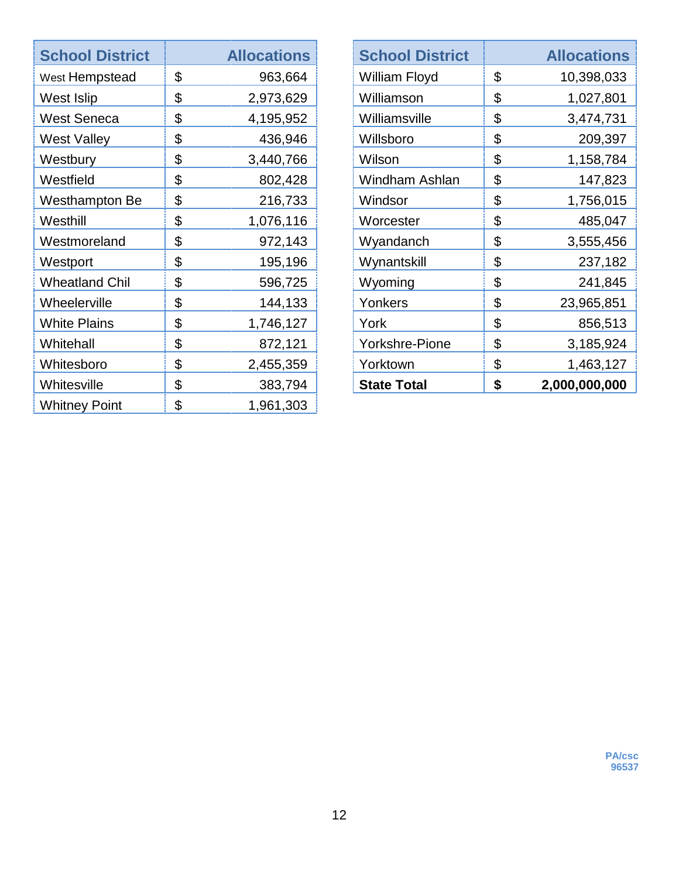| School District | | Allocations |
|---|---|---|
| West Hempstead | $ | 963,664 |
| West Islip | $ | 2,973,629 |
| West Seneca | $ | 4,195,952 |
| West Valley | $ | 436,946 |
| Westbury | $ | 3,440,766 |
| Westfield | $ | 802,428 |
| Westhampton Be | $ | 216,733 |
| Westhill | $ | 1,076,116 |
| Westmoreland | $ | 972,143 |
| Westport | $ | 195,196 |
| Wheatland Chil | $ | 596,725 |
| Wheelerville | $ | 144,133 |
| White Plains | $ | 1,746,127 |
| Whitehall | $ | 872,121 |
| Whitesboro | $ | 2,455,359 |
| Whitesville | $ | 383,794 |
| Whitney Point | $ | 1,961,303 |
| William Floyd | $ | 10,398,033 |
| Williamson | $ | 1,027,801 |
| Williamsville | $ | 3,474,731 |
| Willsboro | $ | 209,397 |
| Wilson | $ | 1,158,784 |
| Windham Ashlan | $ | 147,823 |
| Windsor | $ | 1,756,015 |
| Worcester | $ | 485,047 |
| Wyandanch | $ | 3,555,456 |
| Wynantskill | $ | 237,182 |
| Wyoming | $ | 241,845 |
| Yonkers | $ | 23,965,851 |
| York | $ | 856,513 |
| Yorkshre-Pione | $ | 3,185,924 |
| Yorktown | $ | 1,463,127 |
| **State Total** | **$** | **2,000,000,000** |

PA/csc
96537